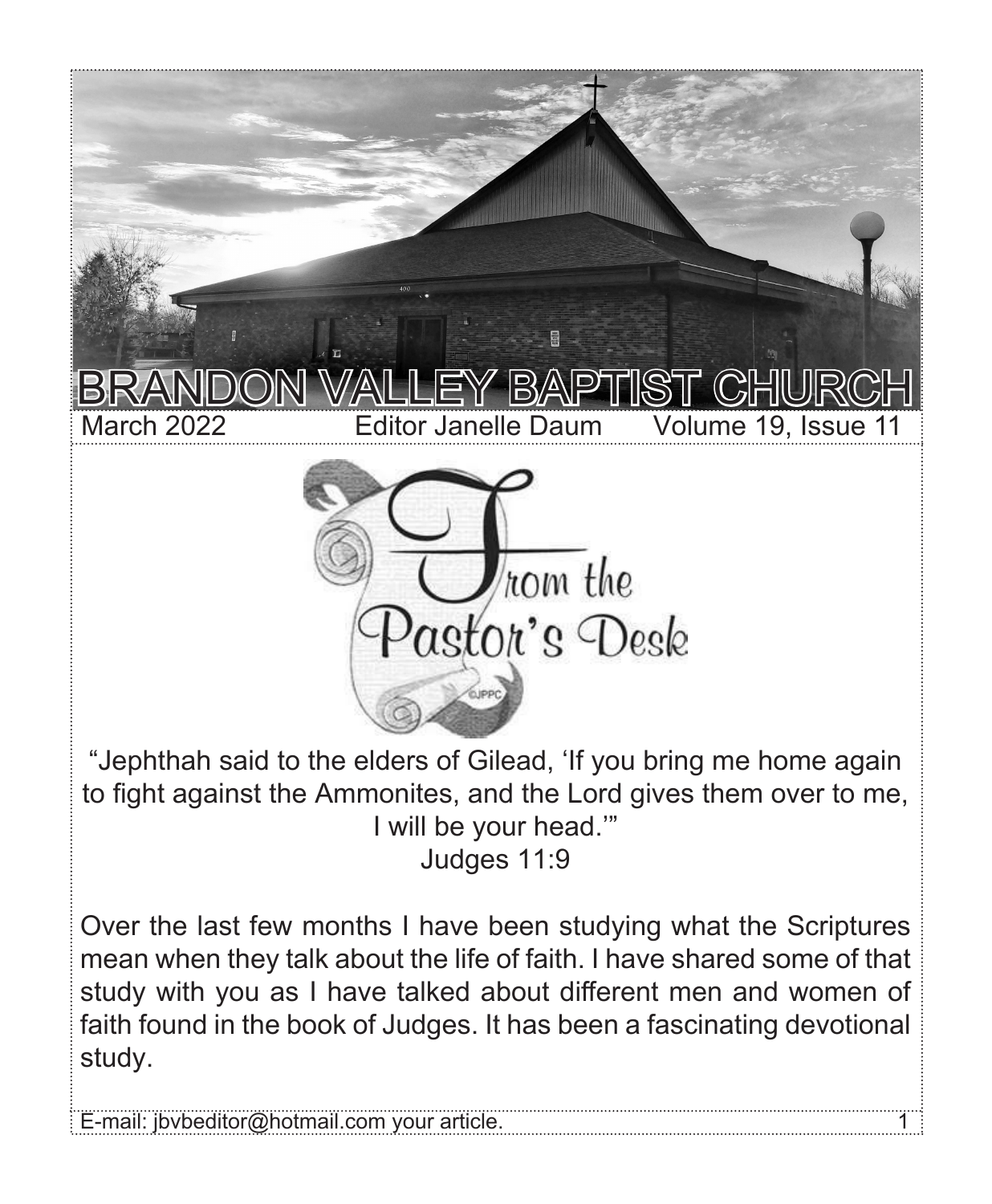# BRANDON VALLEY BAPTIST CHURCH

March 2022 Editor Janelle Daum Volume 19, Issue 11

## From the Pastor's Desk

"Jephthah said to the elders of Gilead, 'If you bring me home again to fight against the Ammonites, and the Lord gives them over to me, I will be your head.'"
Judges 11:9

Over the last few months I have been studying what the Scriptures mean when they talk about the life of faith. I have shared some of that study with you as I have talked about different men and women of faith found in the book of Judges. It has been a fascinating devotional study.

E-mail: jbvbeditor@hotmail.com your article.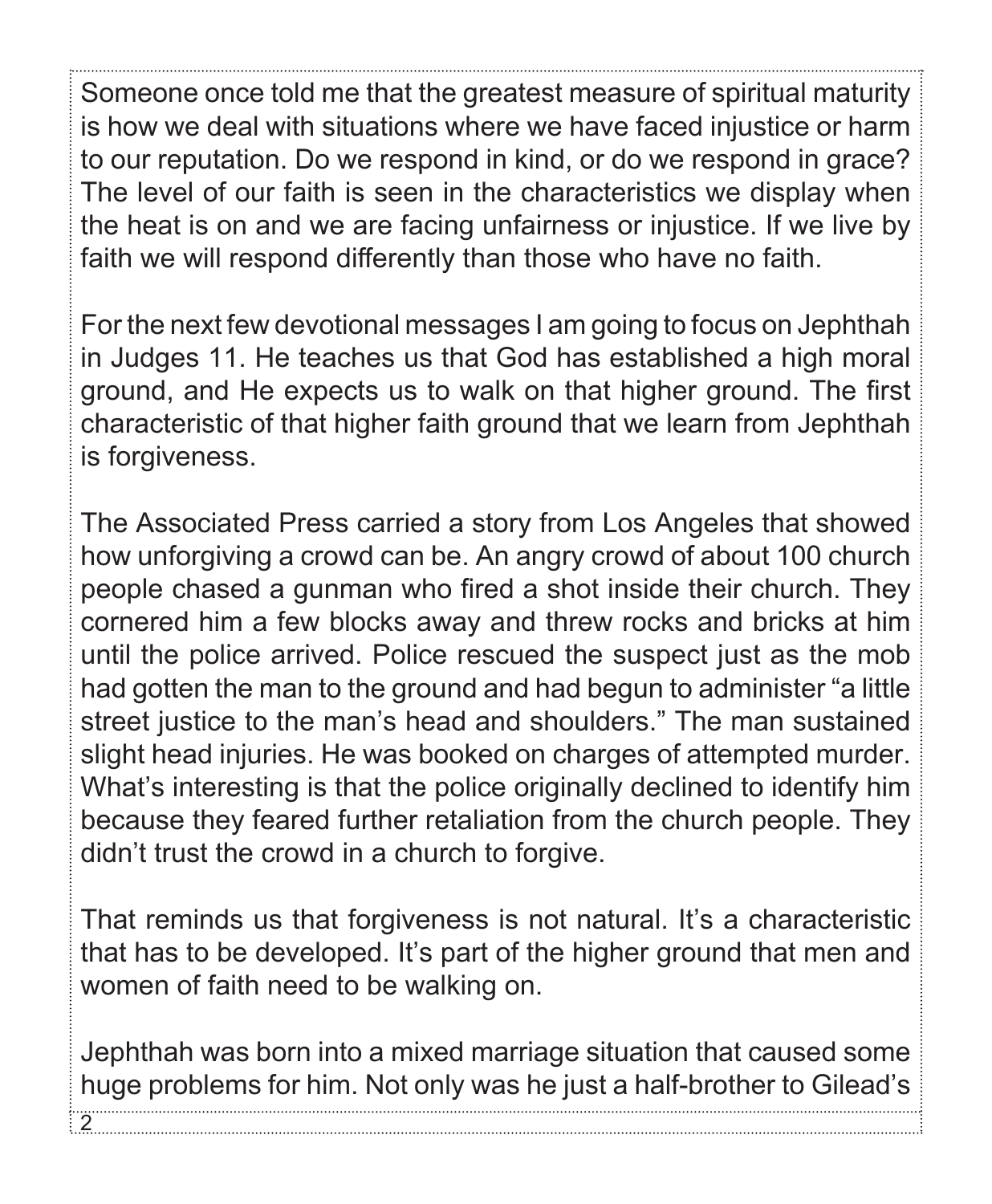Someone once told me that the greatest measure of spiritual maturity is how we deal with situations where we have faced injustice or harm to our reputation. Do we respond in kind, or do we respond in grace? The level of our faith is seen in the characteristics we display when the heat is on and we are facing unfairness or injustice. If we live by faith we will respond differently than those who have no faith.

For the next few devotional messages I am going to focus on Jephthah in Judges 11. He teaches us that God has established a high moral ground, and He expects us to walk on that higher ground. The first characteristic of that higher faith ground that we learn from Jephthah is forgiveness.

The Associated Press carried a story from Los Angeles that showed how unforgiving a crowd can be. An angry crowd of about 100 church people chased a gunman who fired a shot inside their church. They cornered him a few blocks away and threw rocks and bricks at him until the police arrived. Police rescued the suspect just as the mob had gotten the man to the ground and had begun to administer "a little street justice to the man's head and shoulders." The man sustained slight head injuries. He was booked on charges of attempted murder. What's interesting is that the police originally declined to identify him because they feared further retaliation from the church people. They didn't trust the crowd in a church to forgive.

That reminds us that forgiveness is not natural. It's a characteristic that has to be developed. It's part of the higher ground that men and women of faith need to be walking on.

Jephthah was born into a mixed marriage situation that caused some huge problems for him. Not only was he just a half-brother to Gilead's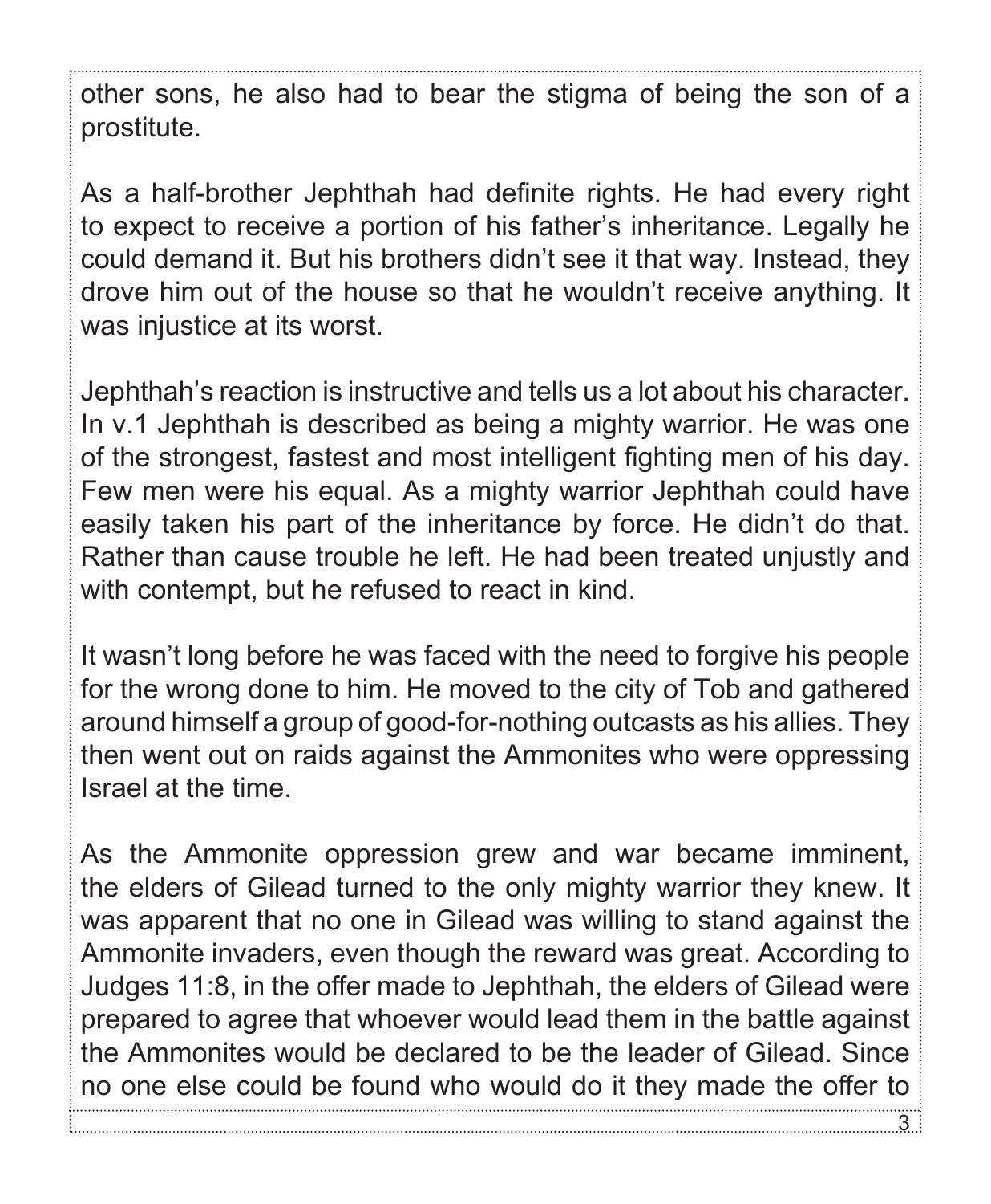other sons, he also had to bear the stigma of being the son of a prostitute.

As a half-brother Jephthah had definite rights. He had every right to expect to receive a portion of his father's inheritance. Legally he could demand it. But his brothers didn't see it that way. Instead, they drove him out of the house so that he wouldn't receive anything. It was injustice at its worst.

Jephthah's reaction is instructive and tells us a lot about his character. In v.1 Jephthah is described as being a mighty warrior. He was one of the strongest, fastest and most intelligent fighting men of his day. Few men were his equal. As a mighty warrior Jephthah could have easily taken his part of the inheritance by force. He didn't do that. Rather than cause trouble he left. He had been treated unjustly and with contempt, but he refused to react in kind.

It wasn't long before he was faced with the need to forgive his people for the wrong done to him. He moved to the city of Tob and gathered around himself a group of good-for-nothing outcasts as his allies. They then went out on raids against the Ammonites who were oppressing Israel at the time.

As the Ammonite oppression grew and war became imminent, the elders of Gilead turned to the only mighty warrior they knew. It was apparent that no one in Gilead was willing to stand against the Ammonite invaders, even though the reward was great. According to Judges 11:8, in the offer made to Jephthah, the elders of Gilead were prepared to agree that whoever would lead them in the battle against the Ammonites would be declared to be the leader of Gilead. Since no one else could be found who would do it they made the offer to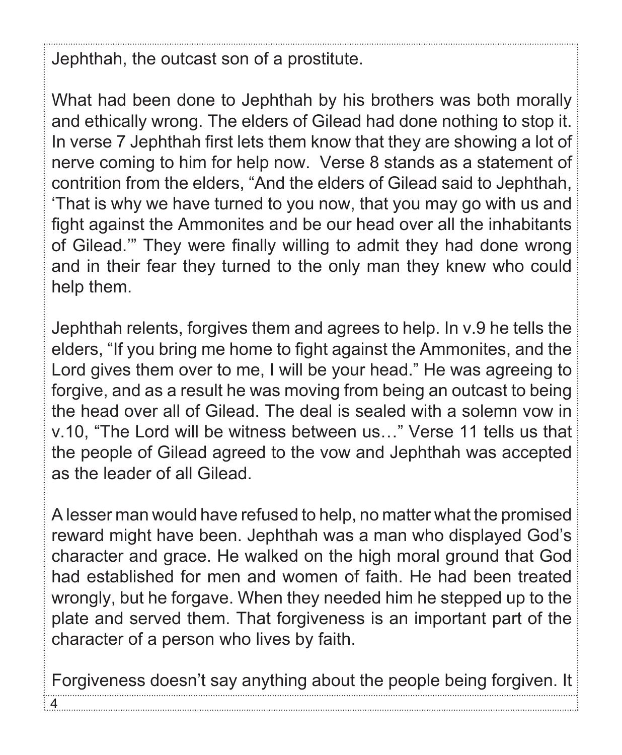Jephthah, the outcast son of a prostitute.

What had been done to Jephthah by his brothers was both morally and ethically wrong. The elders of Gilead had done nothing to stop it. In verse 7 Jephthah first lets them know that they are showing a lot of nerve coming to him for help now. Verse 8 stands as a statement of contrition from the elders, "And the elders of Gilead said to Jephthah, 'That is why we have turned to you now, that you may go with us and fight against the Ammonites and be our head over all the inhabitants of Gilead.'" They were finally willing to admit they had done wrong and in their fear they turned to the only man they knew who could help them.

Jephthah relents, forgives them and agrees to help. In v.9 he tells the elders, "If you bring me home to fight against the Ammonites, and the Lord gives them over to me, I will be your head." He was agreeing to forgive, and as a result he was moving from being an outcast to being the head over all of Gilead. The deal is sealed with a solemn vow in v.10, "The Lord will be witness between us…" Verse 11 tells us that the people of Gilead agreed to the vow and Jephthah was accepted as the leader of all Gilead.

A lesser man would have refused to help, no matter what the promised reward might have been. Jephthah was a man who displayed God's character and grace. He walked on the high moral ground that God had established for men and women of faith. He had been treated wrongly, but he forgave. When they needed him he stepped up to the plate and served them. That forgiveness is an important part of the character of a person who lives by faith.

Forgiveness doesn't say anything about the people being forgiven. It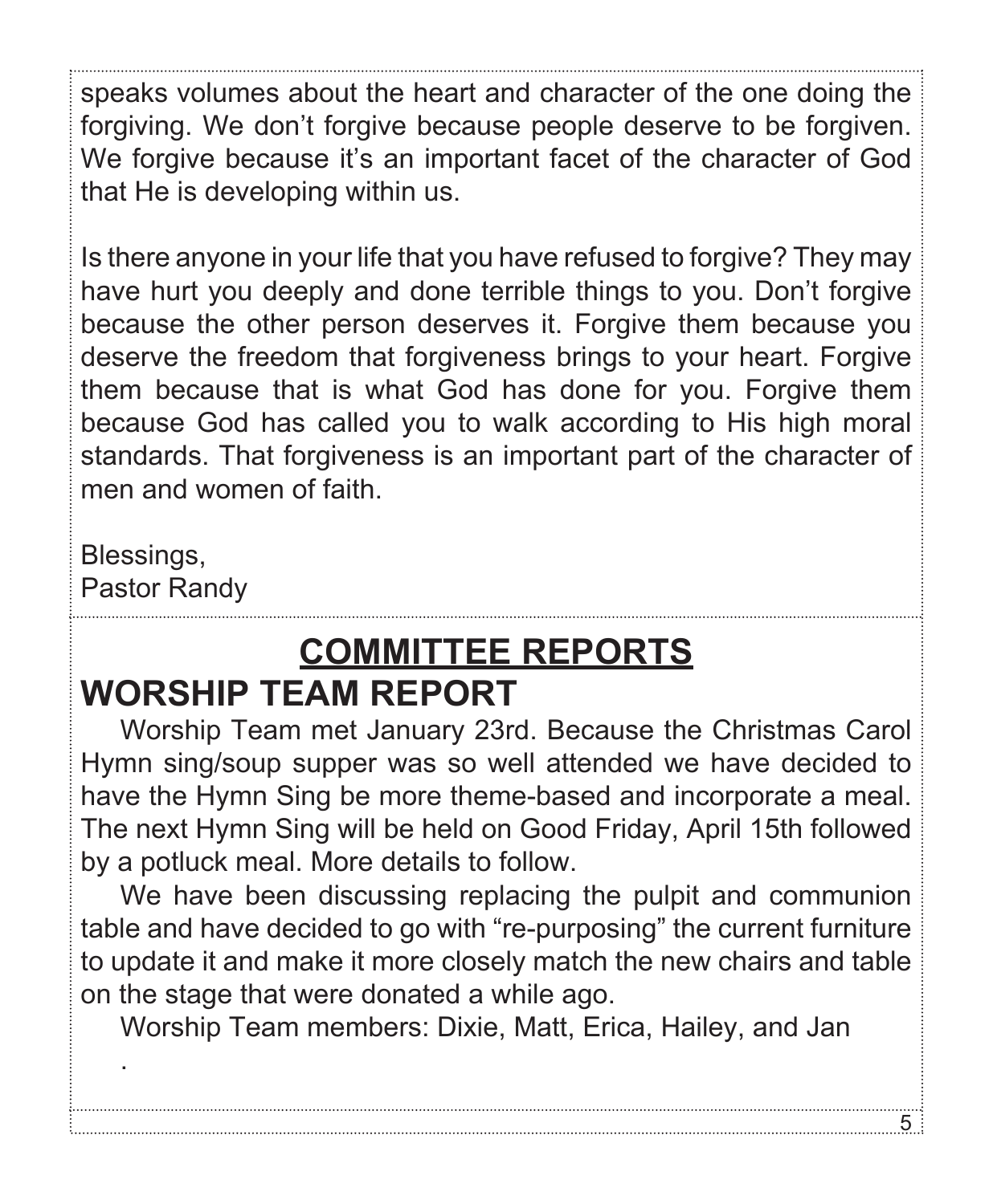speaks volumes about the heart and character of the one doing the forgiving. We don't forgive because people deserve to be forgiven. We forgive because it's an important facet of the character of God that He is developing within us.

Is there anyone in your life that you have refused to forgive? They may have hurt you deeply and done terrible things to you. Don't forgive because the other person deserves it. Forgive them because you deserve the freedom that forgiveness brings to your heart. Forgive them because that is what God has done for you. Forgive them because God has called you to walk according to His high moral standards. That forgiveness is an important part of the character of men and women of faith.

Blessings,
Pastor Randy

# COMMITTEE REPORTS

## WORSHIP TEAM REPORT

Worship Team met January 23rd. Because the Christmas Carol Hymn sing/soup supper was so well attended we have decided to have the Hymn Sing be more theme-based and incorporate a meal. The next Hymn Sing will be held on Good Friday, April 15th followed by a potluck meal. More details to follow.

We have been discussing replacing the pulpit and communion table and have decided to go with "re-purposing" the current furniture to update it and make it more closely match the new chairs and table on the stage that were donated a while ago.

Worship Team members: Dixie, Matt, Erica, Hailey, and Jan

.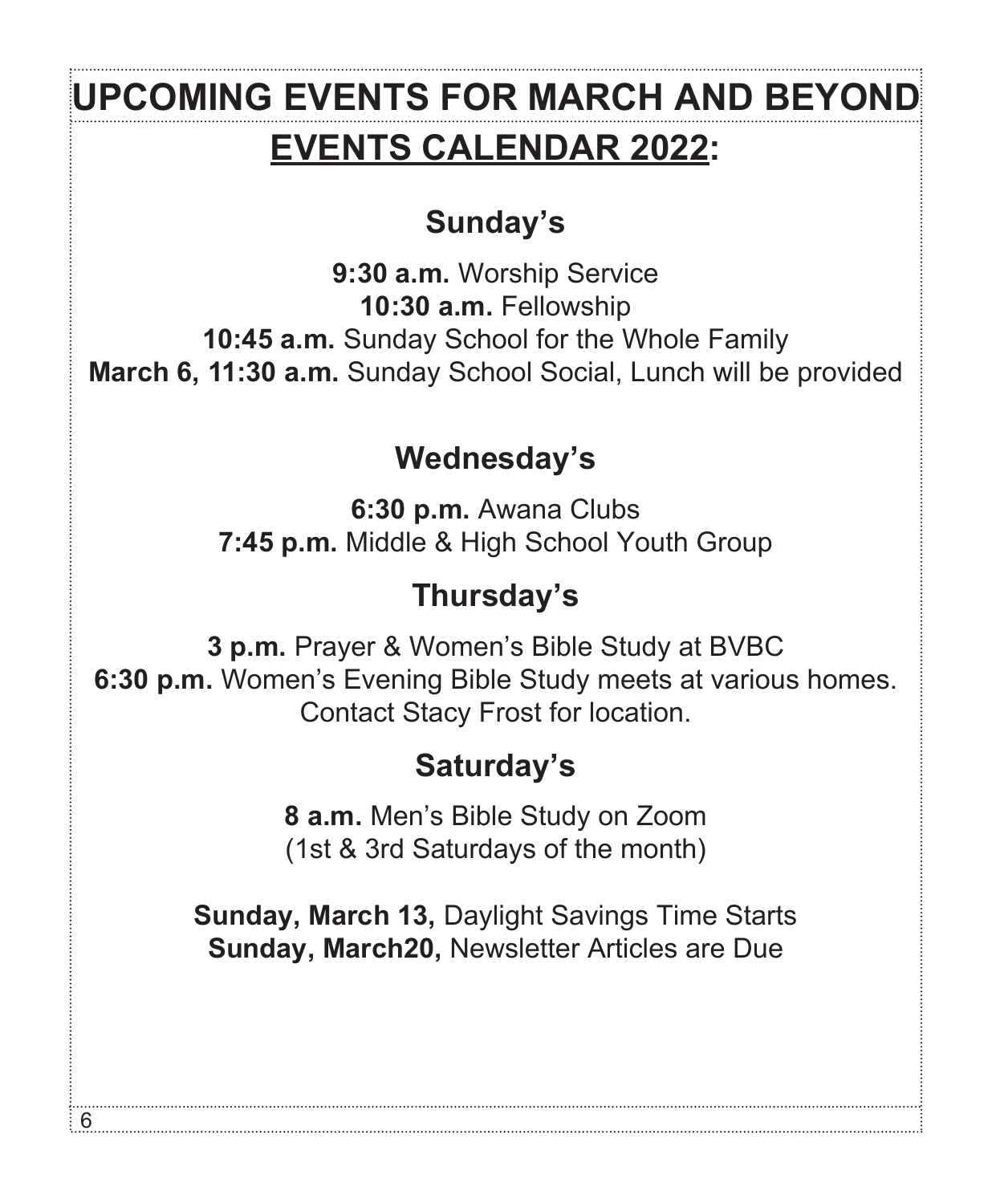# UPCOMING EVENTS FOR MARCH AND BEYOND

## EVENTS CALENDAR 2022:

### Sunday's

**9:30 a.m.** Worship Service
**10:30 a.m.** Fellowship
**10:45 a.m.** Sunday School for the Whole Family
**March 6, 11:30 a.m.** Sunday School Social, Lunch will be provided

### Wednesday's

**6:30 p.m.** Awana Clubs
**7:45 p.m.** Middle & High School Youth Group

### Thursday's

**3 p.m.** Prayer & Women's Bible Study at BVBC
**6:30 p.m.** Women's Evening Bible Study meets at various homes. Contact Stacy Frost for location.

### Saturday's

**8 a.m.** Men's Bible Study on Zoom
(1st & 3rd Saturdays of the month)

**Sunday, March 13,** Daylight Savings Time Starts
**Sunday, March20,** Newsletter Articles are Due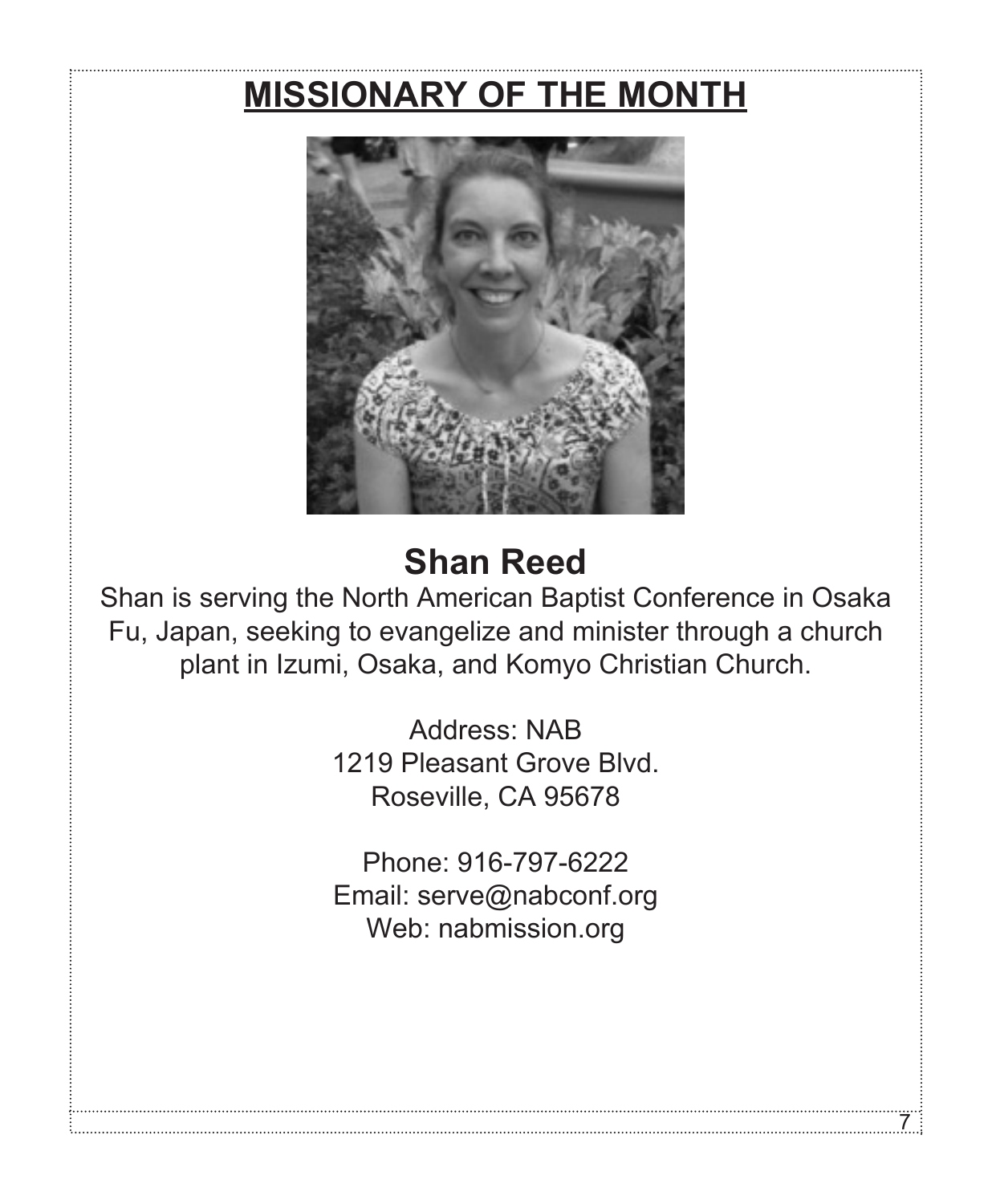# MISSIONARY OF THE MONTH

## Shan Reed

Shan is serving the North American Baptist Conference in Osaka Fu, Japan, seeking to evangelize and minister through a church plant in Izumi, Osaka, and Komyo Christian Church.

Address: NAB
1219 Pleasant Grove Blvd.
Roseville, CA 95678

Phone: 916-797-6222
Email: serve@nabconf.org
Web: nabmission.org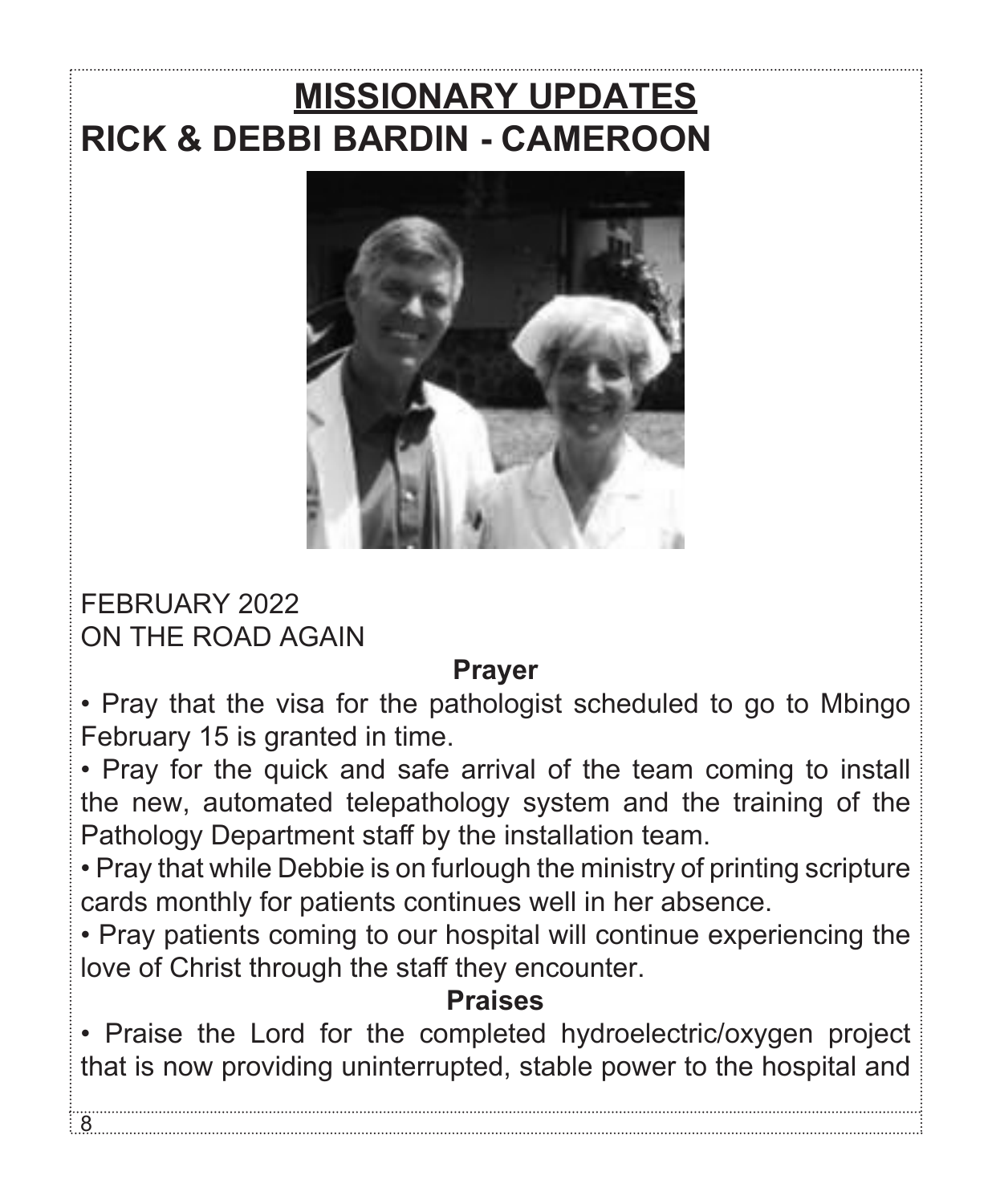# MISSIONARY UPDATES

## RICK & DEBBI BARDIN - CAMEROON

FEBRUARY 2022
ON THE ROAD AGAIN

**Prayer**

- Pray that the visa for the pathologist scheduled to go to Mbingo February 15 is granted in time.
- Pray for the quick and safe arrival of the team coming to install the new, automated telepathology system and the training of the Pathology Department staff by the installation team.
- Pray that while Debbie is on furlough the ministry of printing scripture cards monthly for patients continues well in her absence.
- Pray patients coming to our hospital will continue experiencing the love of Christ through the staff they encounter.

**Praises**

- Praise the Lord for the completed hydroelectric/oxygen project that is now providing uninterrupted, stable power to the hospital and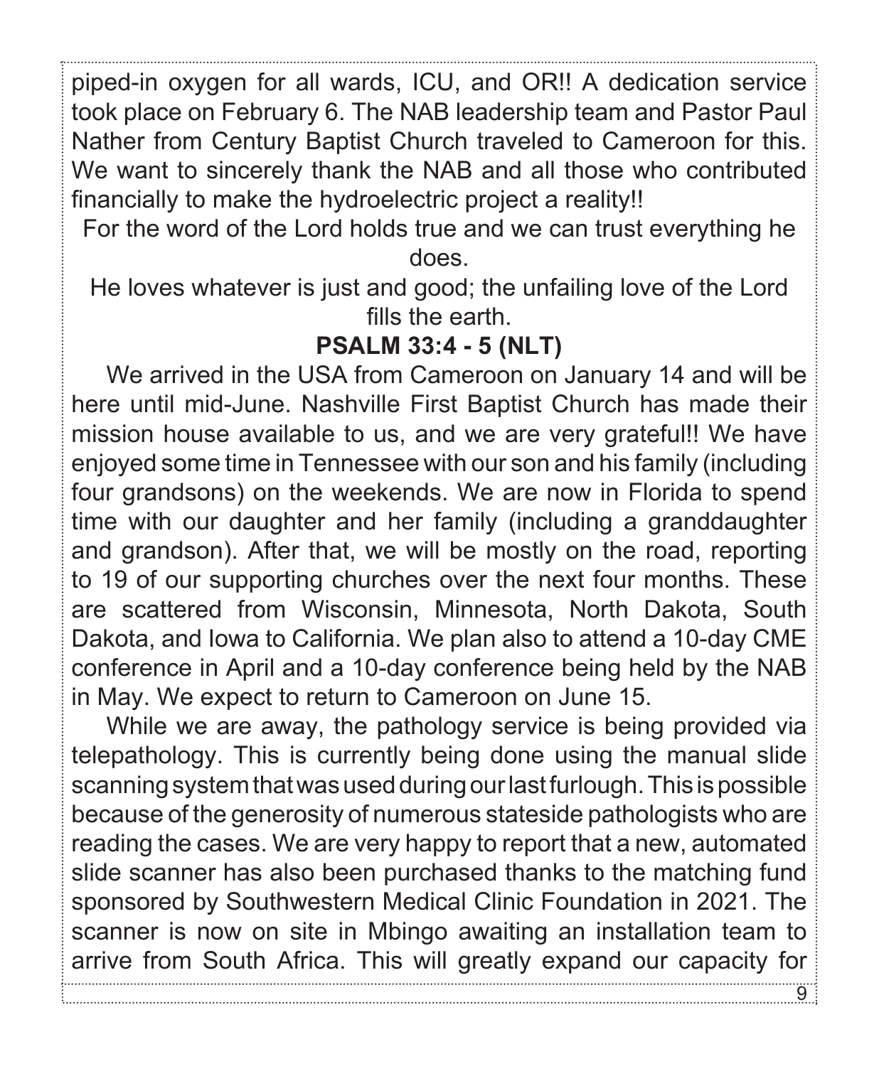piped-in oxygen for all wards, ICU, and OR!! A dedication service took place on February 6. The NAB leadership team and Pastor Paul Nather from Century Baptist Church traveled to Cameroon for this. We want to sincerely thank the NAB and all those who contributed financially to make the hydroelectric project a reality!!

For the word of the Lord holds true and we can trust everything he does.

He loves whatever is just and good; the unfailing love of the Lord fills the earth.

**PSALM 33:4 - 5 (NLT)**

We arrived in the USA from Cameroon on January 14 and will be here until mid-June. Nashville First Baptist Church has made their mission house available to us, and we are very grateful!! We have enjoyed some time in Tennessee with our son and his family (including four grandsons) on the weekends. We are now in Florida to spend time with our daughter and her family (including a granddaughter and grandson). After that, we will be mostly on the road, reporting to 19 of our supporting churches over the next four months. These are scattered from Wisconsin, Minnesota, North Dakota, South Dakota, and Iowa to California. We plan also to attend a 10-day CME conference in April and a 10-day conference being held by the NAB in May. We expect to return to Cameroon on June 15.

While we are away, the pathology service is being provided via telepathology. This is currently being done using the manual slide scanning system that was used during our last furlough. This is possible because of the generosity of numerous stateside pathologists who are reading the cases. We are very happy to report that a new, automated slide scanner has also been purchased thanks to the matching fund sponsored by Southwestern Medical Clinic Foundation in 2021. The scanner is now on site in Mbingo awaiting an installation team to arrive from South Africa. This will greatly expand our capacity for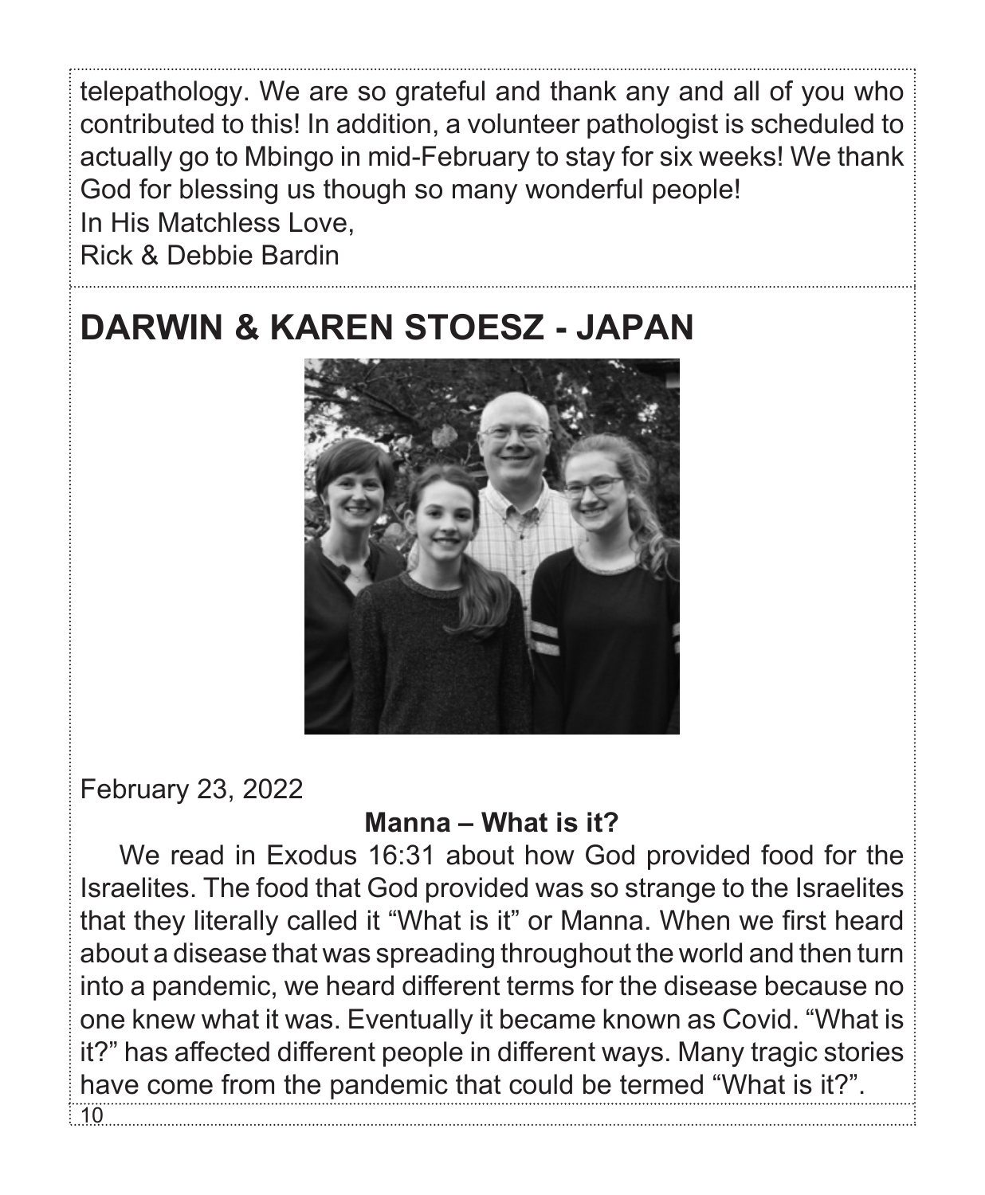telepathology. We are so grateful and thank any and all of you who contributed to this! In addition, a volunteer pathologist is scheduled to actually go to Mbingo in mid-February to stay for six weeks! We thank God for blessing us though so many wonderful people!

In His Matchless Love,
Rick & Debbie Bardin

## DARWIN & KAREN STOESZ - JAPAN

February 23, 2022

**Manna – What is it?**

We read in Exodus 16:31 about how God provided food for the Israelites. The food that God provided was so strange to the Israelites that they literally called it "What is it" or Manna. When we first heard about a disease that was spreading throughout the world and then turn into a pandemic, we heard different terms for the disease because no one knew what it was. Eventually it became known as Covid. "What is it?" has affected different people in different ways. Many tragic stories have come from the pandemic that could be termed "What is it?".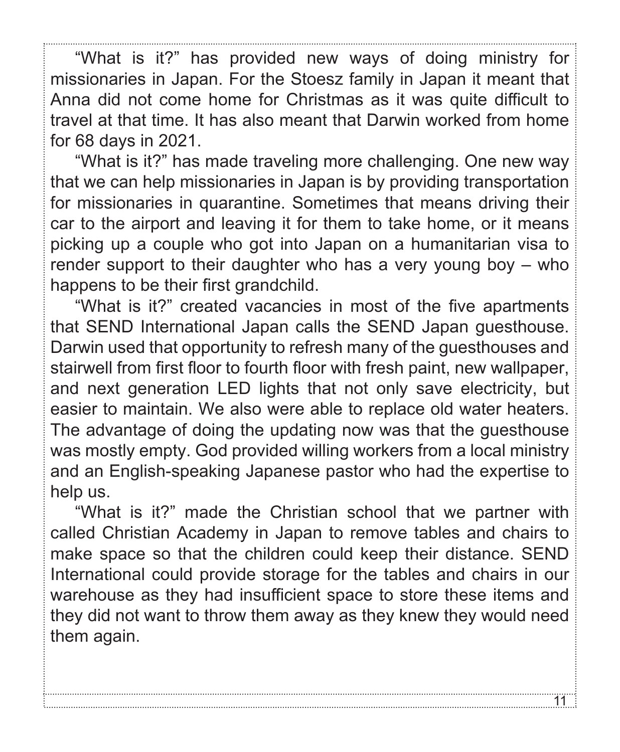"What is it?" has provided new ways of doing ministry for missionaries in Japan. For the Stoesz family in Japan it meant that Anna did not come home for Christmas as it was quite difficult to travel at that time. It has also meant that Darwin worked from home for 68 days in 2021.

"What is it?" has made traveling more challenging. One new way that we can help missionaries in Japan is by providing transportation for missionaries in quarantine. Sometimes that means driving their car to the airport and leaving it for them to take home, or it means picking up a couple who got into Japan on a humanitarian visa to render support to their daughter who has a very young boy – who happens to be their first grandchild.

"What is it?" created vacancies in most of the five apartments that SEND International Japan calls the SEND Japan guesthouse. Darwin used that opportunity to refresh many of the guesthouses and stairwell from first floor to fourth floor with fresh paint, new wallpaper, and next generation LED lights that not only save electricity, but easier to maintain. We also were able to replace old water heaters. The advantage of doing the updating now was that the guesthouse was mostly empty. God provided willing workers from a local ministry and an English-speaking Japanese pastor who had the expertise to help us.

"What is it?" made the Christian school that we partner with called Christian Academy in Japan to remove tables and chairs to make space so that the children could keep their distance. SEND International could provide storage for the tables and chairs in our warehouse as they had insufficient space to store these items and they did not want to throw them away as they knew they would need them again.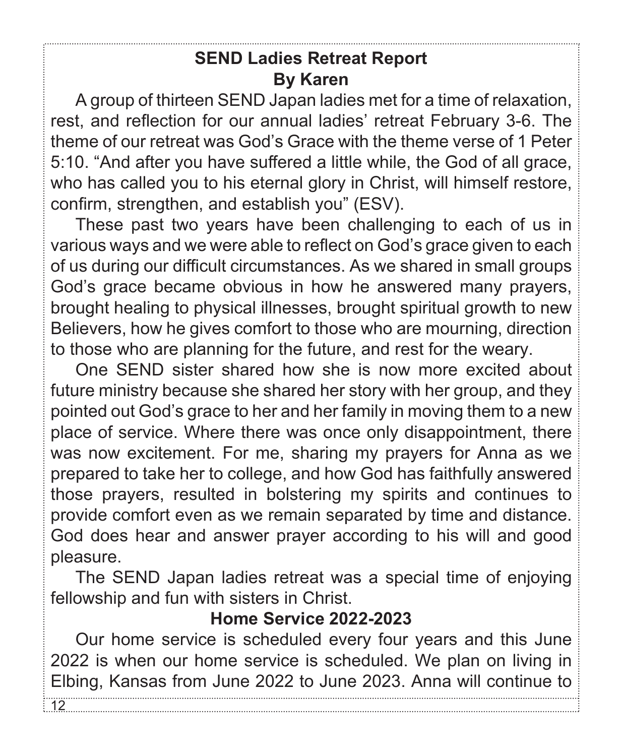## SEND Ladies Retreat Report

**By Karen**

A group of thirteen SEND Japan ladies met for a time of relaxation, rest, and reflection for our annual ladies' retreat February 3-6. The theme of our retreat was God's Grace with the theme verse of 1 Peter 5:10. "And after you have suffered a little while, the God of all grace, who has called you to his eternal glory in Christ, will himself restore, confirm, strengthen, and establish you" (ESV).

These past two years have been challenging to each of us in various ways and we were able to reflect on God's grace given to each of us during our difficult circumstances. As we shared in small groups God's grace became obvious in how he answered many prayers, brought healing to physical illnesses, brought spiritual growth to new Believers, how he gives comfort to those who are mourning, direction to those who are planning for the future, and rest for the weary.

One SEND sister shared how she is now more excited about future ministry because she shared her story with her group, and they pointed out God's grace to her and her family in moving them to a new place of service. Where there was once only disappointment, there was now excitement. For me, sharing my prayers for Anna as we prepared to take her to college, and how God has faithfully answered those prayers, resulted in bolstering my spirits and continues to provide comfort even as we remain separated by time and distance. God does hear and answer prayer according to his will and good pleasure.

The SEND Japan ladies retreat was a special time of enjoying fellowship and fun with sisters in Christ.

## Home Service 2022-2023

Our home service is scheduled every four years and this June 2022 is when our home service is scheduled. We plan on living in Elbing, Kansas from June 2022 to June 2023. Anna will continue to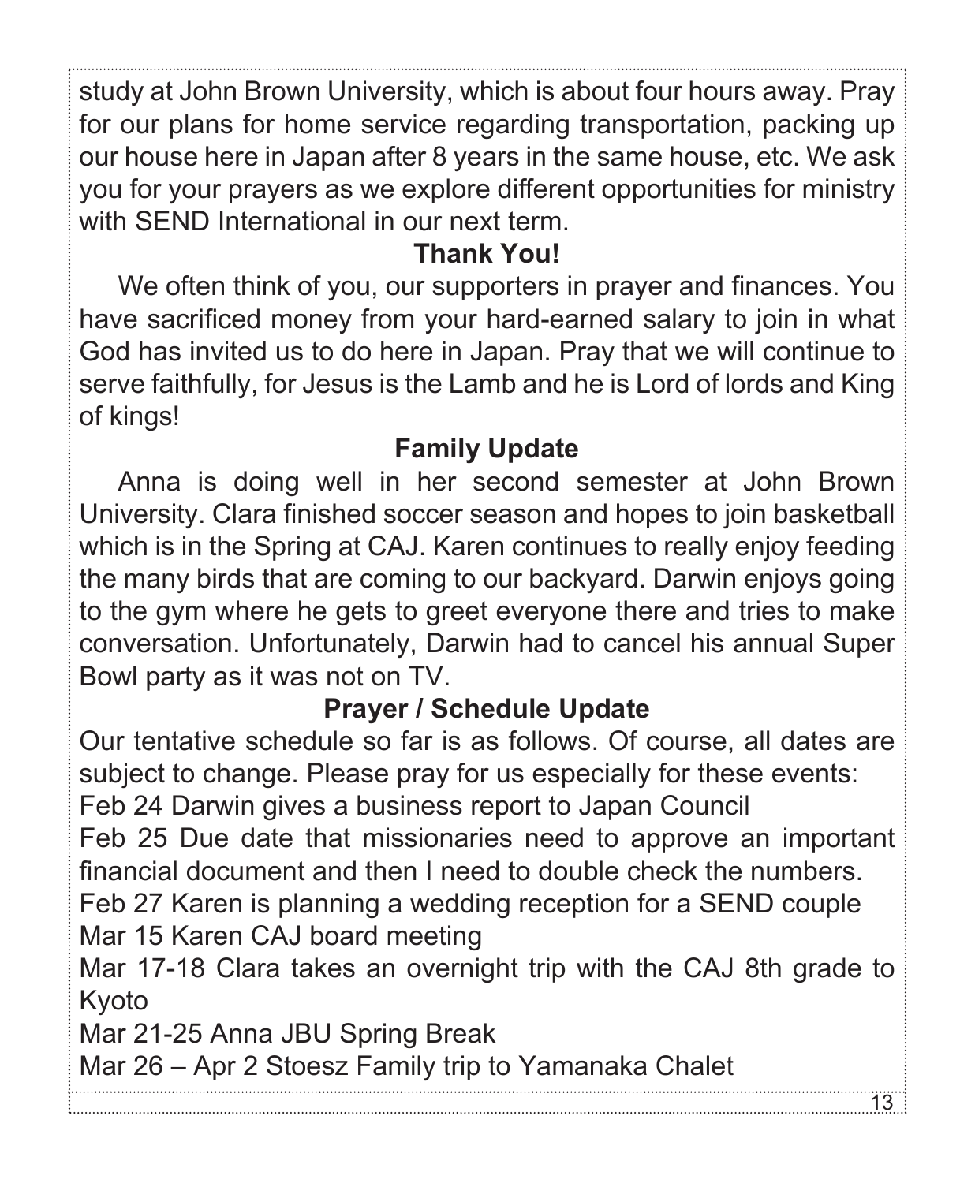study at John Brown University, which is about four hours away. Pray for our plans for home service regarding transportation, packing up our house here in Japan after 8 years in the same house, etc. We ask you for your prayers as we explore different opportunities for ministry with SEND International in our next term.

### Thank You!

We often think of you, our supporters in prayer and finances. You have sacrificed money from your hard-earned salary to join in what God has invited us to do here in Japan. Pray that we will continue to serve faithfully, for Jesus is the Lamb and he is Lord of lords and King of kings!

### Family Update

Anna is doing well in her second semester at John Brown University. Clara finished soccer season and hopes to join basketball which is in the Spring at CAJ. Karen continues to really enjoy feeding the many birds that are coming to our backyard. Darwin enjoys going to the gym where he gets to greet everyone there and tries to make conversation. Unfortunately, Darwin had to cancel his annual Super Bowl party as it was not on TV.

### Prayer / Schedule Update

Our tentative schedule so far is as follows. Of course, all dates are subject to change. Please pray for us especially for these events:

Feb 24 Darwin gives a business report to Japan Council

Feb 25 Due date that missionaries need to approve an important financial document and then I need to double check the numbers.

Feb 27 Karen is planning a wedding reception for a SEND couple

Mar 15 Karen CAJ board meeting

Mar 17-18 Clara takes an overnight trip with the CAJ 8th grade to Kyoto

Mar 21-25 Anna JBU Spring Break

Mar 26 – Apr 2 Stoesz Family trip to Yamanaka Chalet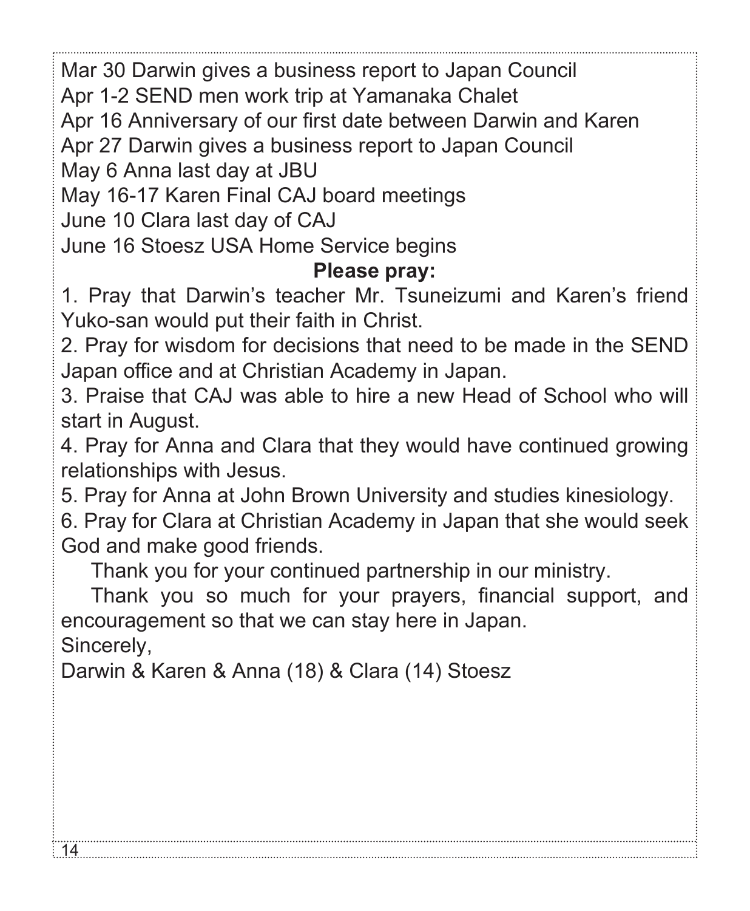Mar 30 Darwin gives a business report to Japan Council  
Apr 1-2 SEND men work trip at Yamanaka Chalet  
Apr 16 Anniversary of our first date between Darwin and Karen  
Apr 27 Darwin gives a business report to Japan Council  
May 6 Anna last day at JBU  
May 16-17 Karen Final CAJ board meetings  
June 10 Clara last day of CAJ  
June 16 Stoesz USA Home Service begins

**Please pray:**

1. Pray that Darwin's teacher Mr. Tsuneizumi and Karen's friend Yuko-san would put their faith in Christ.
2. Pray for wisdom for decisions that need to be made in the SEND Japan office and at Christian Academy in Japan.
3. Praise that CAJ was able to hire a new Head of School who will start in August.
4. Pray for Anna and Clara that they would have continued growing relationships with Jesus.
5. Pray for Anna at John Brown University and studies kinesiology.
6. Pray for Clara at Christian Academy in Japan that she would seek God and make good friends.

Thank you for your continued partnership in our ministry.

Thank you so much for your prayers, financial support, and encouragement so that we can stay here in Japan.

Sincerely,  
Darwin & Karen & Anna (18) & Clara (14) Stoesz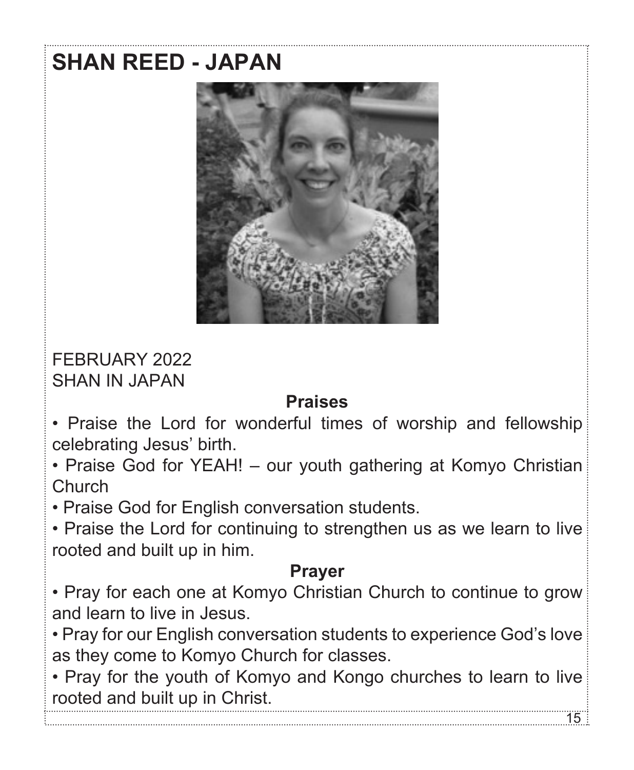# SHAN REED - JAPAN

FEBRUARY 2022
SHAN IN JAPAN

### Praises

- Praise the Lord for wonderful times of worship and fellowship celebrating Jesus' birth.
- Praise God for YEAH! – our youth gathering at Komyo Christian Church
- Praise God for English conversation students.
- Praise the Lord for continuing to strengthen us as we learn to live rooted and built up in him.

### Prayer

- Pray for each one at Komyo Christian Church to continue to grow and learn to live in Jesus.
- Pray for our English conversation students to experience God's love as they come to Komyo Church for classes.
- Pray for the youth of Komyo and Kongo churches to learn to live rooted and built up in Christ.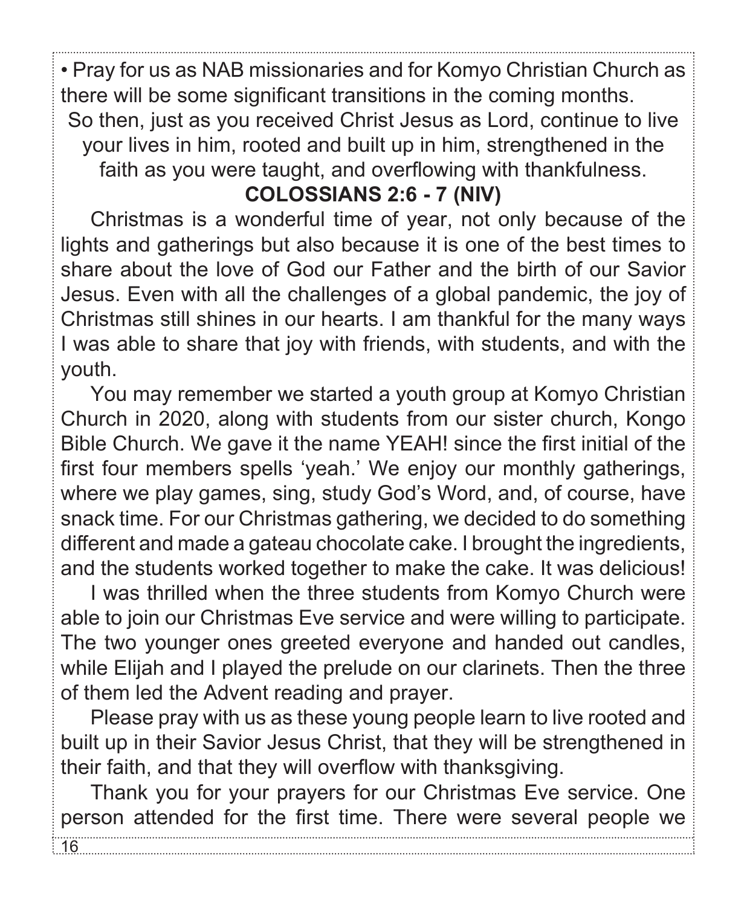• Pray for us as NAB missionaries and for Komyo Christian Church as there will be some significant transitions in the coming months.

So then, just as you received Christ Jesus as Lord, continue to live your lives in him, rooted and built up in him, strengthened in the faith as you were taught, and overflowing with thankfulness.

**COLOSSIANS 2:6 - 7 (NIV)**

Christmas is a wonderful time of year, not only because of the lights and gatherings but also because it is one of the best times to share about the love of God our Father and the birth of our Savior Jesus. Even with all the challenges of a global pandemic, the joy of Christmas still shines in our hearts. I am thankful for the many ways I was able to share that joy with friends, with students, and with the youth.

You may remember we started a youth group at Komyo Christian Church in 2020, along with students from our sister church, Kongo Bible Church. We gave it the name YEAH! since the first initial of the first four members spells 'yeah.' We enjoy our monthly gatherings, where we play games, sing, study God's Word, and, of course, have snack time. For our Christmas gathering, we decided to do something different and made a gateau chocolate cake. I brought the ingredients, and the students worked together to make the cake. It was delicious!

I was thrilled when the three students from Komyo Church were able to join our Christmas Eve service and were willing to participate. The two younger ones greeted everyone and handed out candles, while Elijah and I played the prelude on our clarinets. Then the three of them led the Advent reading and prayer.

Please pray with us as these young people learn to live rooted and built up in their Savior Jesus Christ, that they will be strengthened in their faith, and that they will overflow with thanksgiving.

Thank you for your prayers for our Christmas Eve service. One person attended for the first time. There were several people we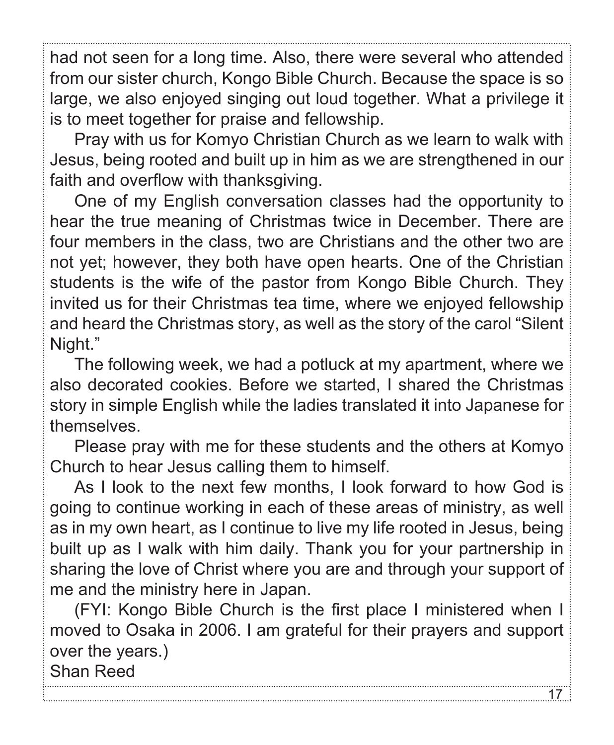had not seen for a long time. Also, there were several who attended from our sister church, Kongo Bible Church. Because the space is so large, we also enjoyed singing out loud together. What a privilege it is to meet together for praise and fellowship.

Pray with us for Komyo Christian Church as we learn to walk with Jesus, being rooted and built up in him as we are strengthened in our faith and overflow with thanksgiving.

One of my English conversation classes had the opportunity to hear the true meaning of Christmas twice in December. There are four members in the class, two are Christians and the other two are not yet; however, they both have open hearts. One of the Christian students is the wife of the pastor from Kongo Bible Church. They invited us for their Christmas tea time, where we enjoyed fellowship and heard the Christmas story, as well as the story of the carol "Silent Night."

The following week, we had a potluck at my apartment, where we also decorated cookies. Before we started, I shared the Christmas story in simple English while the ladies translated it into Japanese for themselves.

Please pray with me for these students and the others at Komyo Church to hear Jesus calling them to himself.

As I look to the next few months, I look forward to how God is going to continue working in each of these areas of ministry, as well as in my own heart, as I continue to live my life rooted in Jesus, being built up as I walk with him daily. Thank you for your partnership in sharing the love of Christ where you are and through your support of me and the ministry here in Japan.

(FYI: Kongo Bible Church is the first place I ministered when I moved to Osaka in 2006. I am grateful for their prayers and support over the years.)

Shan Reed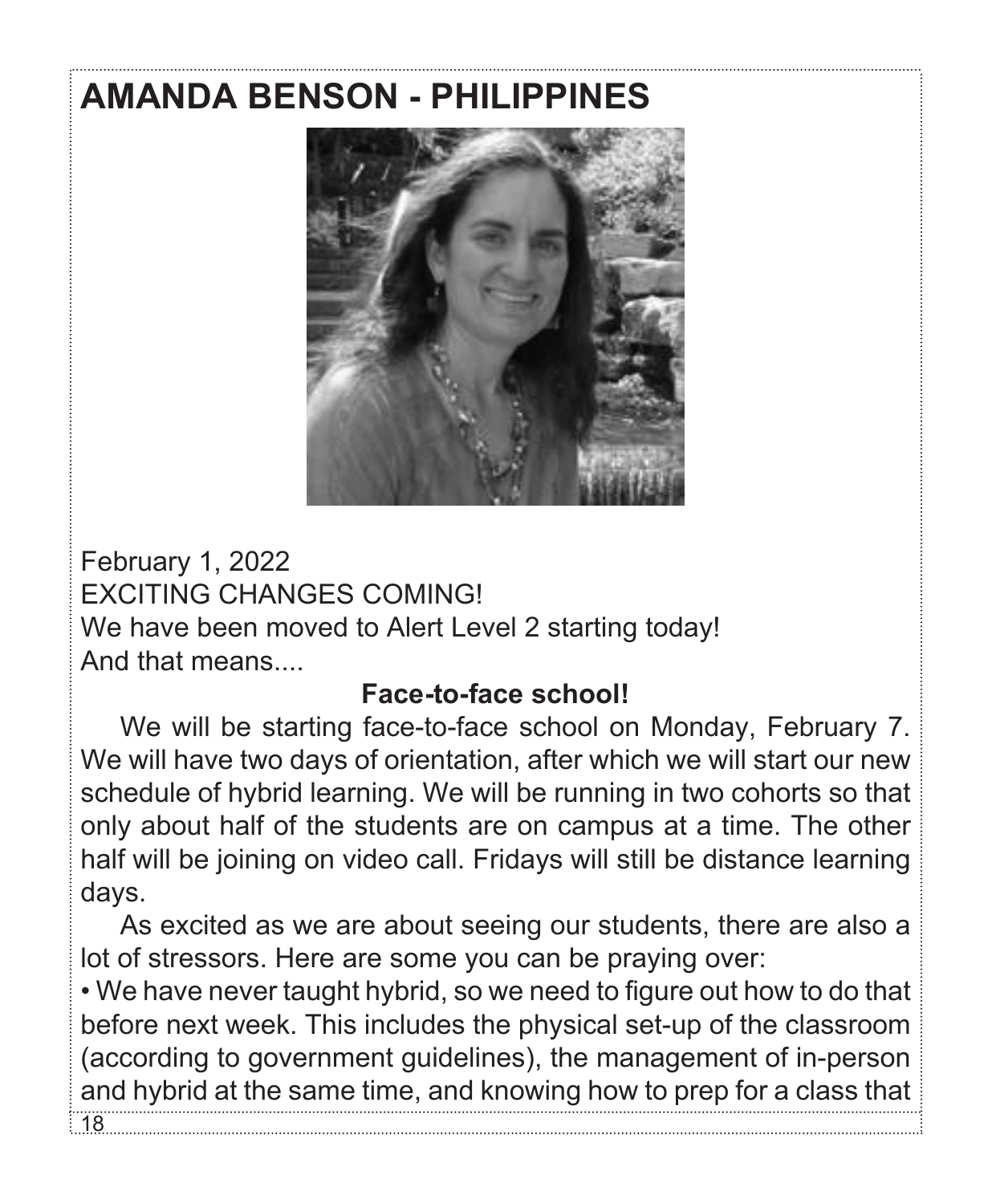# AMANDA BENSON - PHILIPPINES

February 1, 2022

EXCITING CHANGES COMING!

We have been moved to Alert Level 2 starting today!

And that means....

**Face-to-face school!**

We will be starting face-to-face school on Monday, February 7. We will have two days of orientation, after which we will start our new schedule of hybrid learning. We will be running in two cohorts so that only about half of the students are on campus at a time. The other half will be joining on video call. Fridays will still be distance learning days.

As excited as we are about seeing our students, there are also a lot of stressors. Here are some you can be praying over:

• We have never taught hybrid, so we need to figure out how to do that before next week. This includes the physical set-up of the classroom (according to government guidelines), the management of in-person and hybrid at the same time, and knowing how to prep for a class that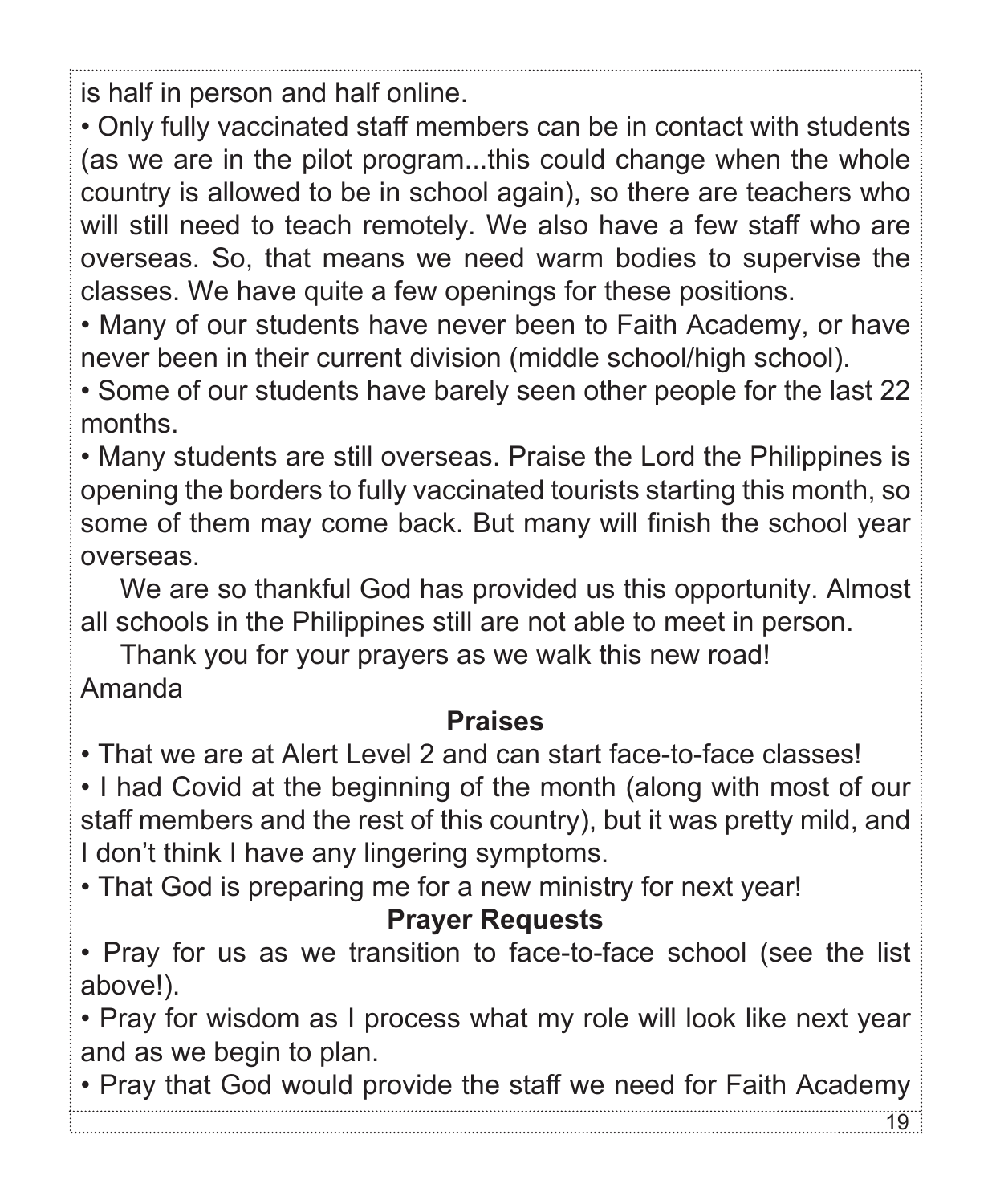is half in person and half online.

- Only fully vaccinated staff members can be in contact with students (as we are in the pilot program...this could change when the whole country is allowed to be in school again), so there are teachers who will still need to teach remotely. We also have a few staff who are overseas. So, that means we need warm bodies to supervise the classes. We have quite a few openings for these positions.
- Many of our students have never been to Faith Academy, or have never been in their current division (middle school/high school).
- Some of our students have barely seen other people for the last 22 months.
- Many students are still overseas. Praise the Lord the Philippines is opening the borders to fully vaccinated tourists starting this month, so some of them may come back. But many will finish the school year overseas.

We are so thankful God has provided us this opportunity. Almost all schools in the Philippines still are not able to meet in person.

Thank you for your prayers as we walk this new road!

Amanda

**Praises**

- That we are at Alert Level 2 and can start face-to-face classes!
- I had Covid at the beginning of the month (along with most of our staff members and the rest of this country), but it was pretty mild, and I don't think I have any lingering symptoms.
- That God is preparing me for a new ministry for next year!

**Prayer Requests**

- Pray for us as we transition to face-to-face school (see the list above!).
- Pray for wisdom as I process what my role will look like next year and as we begin to plan.
- Pray that God would provide the staff we need for Faith Academy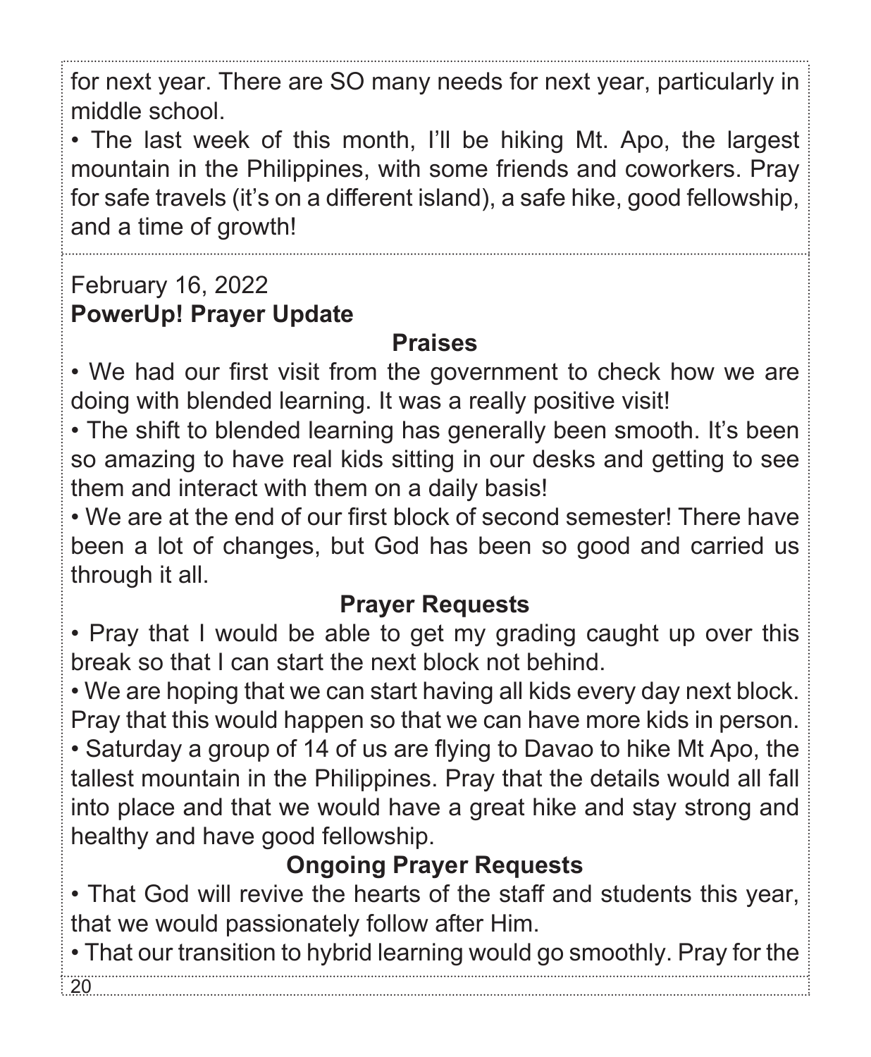for next year. There are SO many needs for next year, particularly in middle school.

- The last week of this month, I'll be hiking Mt. Apo, the largest mountain in the Philippines, with some friends and coworkers. Pray for safe travels (it's on a different island), a safe hike, good fellowship, and a time of growth!

---

February 16, 2022

**PowerUp! Prayer Update**

**Praises**

- We had our first visit from the government to check how we are doing with blended learning. It was a really positive visit!
- The shift to blended learning has generally been smooth. It's been so amazing to have real kids sitting in our desks and getting to see them and interact with them on a daily basis!
- We are at the end of our first block of second semester! There have been a lot of changes, but God has been so good and carried us through it all.

**Prayer Requests**

- Pray that I would be able to get my grading caught up over this break so that I can start the next block not behind.
- We are hoping that we can start having all kids every day next block. Pray that this would happen so that we can have more kids in person.
- Saturday a group of 14 of us are flying to Davao to hike Mt Apo, the tallest mountain in the Philippines. Pray that the details would all fall into place and that we would have a great hike and stay strong and healthy and have good fellowship.

**Ongoing Prayer Requests**

- That God will revive the hearts of the staff and students this year, that we would passionately follow after Him.
- That our transition to hybrid learning would go smoothly. Pray for the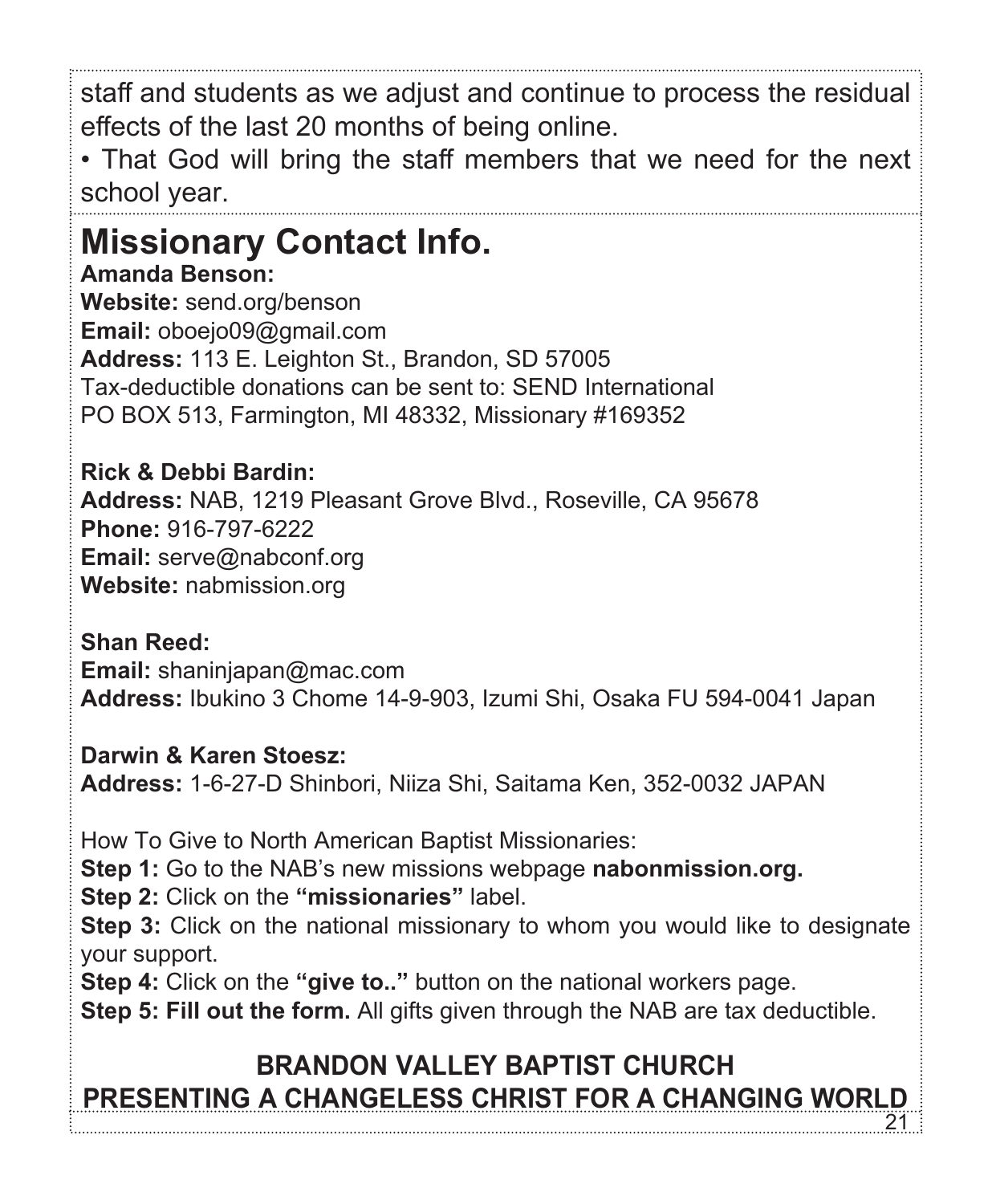staff and students as we adjust and continue to process the residual effects of the last 20 months of being online.

• That God will bring the staff members that we need for the next school year.

# Missionary Contact Info.

**Amanda Benson:**
**Website:** send.org/benson
**Email:** oboejo09@gmail.com
**Address:** 113 E. Leighton St., Brandon, SD 57005
Tax-deductible donations can be sent to: SEND International
PO BOX 513, Farmington, MI 48332, Missionary #169352

**Rick & Debbi Bardin:**
**Address:** NAB, 1219 Pleasant Grove Blvd., Roseville, CA 95678
**Phone:** 916-797-6222
**Email:** serve@nabconf.org
**Website:** nabmission.org

**Shan Reed:**
**Email:** shaninjapan@mac.com
**Address:** Ibukino 3 Chome 14-9-903, Izumi Shi, Osaka FU 594-0041 Japan

**Darwin & Karen Stoesz:**
**Address:** 1-6-27-D Shinbori, Niiza Shi, Saitama Ken, 352-0032 JAPAN

How To Give to North American Baptist Missionaries:
**Step 1:** Go to the NAB's new missions webpage **nabonmission.org.**
**Step 2:** Click on the **"missionaries"** label.
**Step 3:** Click on the national missionary to whom you would like to designate your support.
**Step 4:** Click on the **"give to.."** button on the national workers page.
**Step 5: Fill out the form.** All gifts given through the NAB are tax deductible.

**BRANDON VALLEY BAPTIST CHURCH**
**PRESENTING A CHANGELESS CHRIST FOR A CHANGING WORLD**